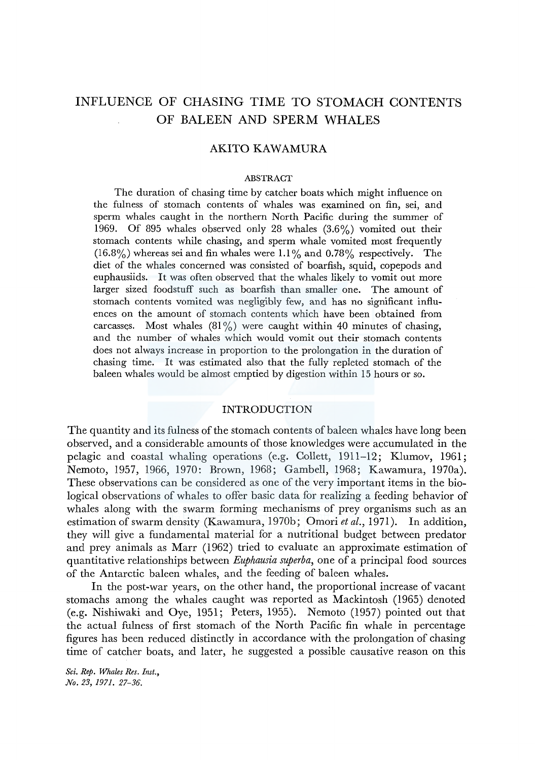# INFLUENCE OF CHASING TIME TO STOMACH CONTENTS OF BALEEN AND SPERM WHALES

## AKITO KAWAMURA

### ABSTRACT

The duration of chasing time by catcher boats which might influence on the fulness of stomach contents of whales was examined on fin, sei, and sperm whales caught in the northern North Pacific during the summer of 1969. Of 895 whales observed only 28 whales (3.6%) vomited out their stomach contents while chasing, and sperm whale vomited most frequently (16.8%) whereas sei and fin whales were 1.1% and 0.78% respectively. The diet of the whales concerned was consisted of boarfish, squid, copepods and euphausiids. It was often observed that the whales likely to vomit out more larger sized foodstuff such as boarfish than smaller one. The amount of stomach contents vomited was negligibly few, and has no significant influences on the amount of stomach contents which have been obtained from carcasses. Most whales (81%) were caught within 40 minutes of chasing, and the number of whales which would vomit out their stomach contents does not always increase in proportion to the prolongation in the duration of chasing time. It was estimated also that the fully repleted stomach of the baleen whales would be almost emptied by digestion within 15 hours or so.

## INTRODUCTION

The quantity and its fulness of the stomach contents of baleen whales have long been observed, and a considerable amounts of those knowledges were accumulated in the pelagic and coastal whaling operations (e.g. Collett, 1911–12; Klumov, 1961; Nemoto, 1957, 1966, 1970: Brown, 1968; Gambell, 1968; Kawamura, 1970a). These observations can be considered as one of the very important items in the biological observations of whales to offer basic data for realizing a feeding behavior of whales along with the swarm forming mechanisms of prey organisms such as an estimation of swarm density (Kawamura, 1970b; Omori *et al.*, 1971). In addition, they will give a fundamental material for a nutritional budget between predator and prey animals as Marr (1962) tried to evaluate an approximate estimation of quantitative relationships between *Euphausia superba*, one of a principal food sources of the Antarctic baleen whales, and the feeding of baleen whales.

In the post-war years, on the other hand, the proportional increase of vacant stomachs among the whales caught was reported as Mackintosh (1965) denoted (e.g. Nishiwaki and Oye, 1951; Peters, 1955). Nemoto (1957) pointed out that the actual fulness of first stomach of the North Pacific fin whale in percentage figures has been reduced distinctly in accordance with the prolongation of chasing time of catcher boats, and later, he suggested a possible causative reason on this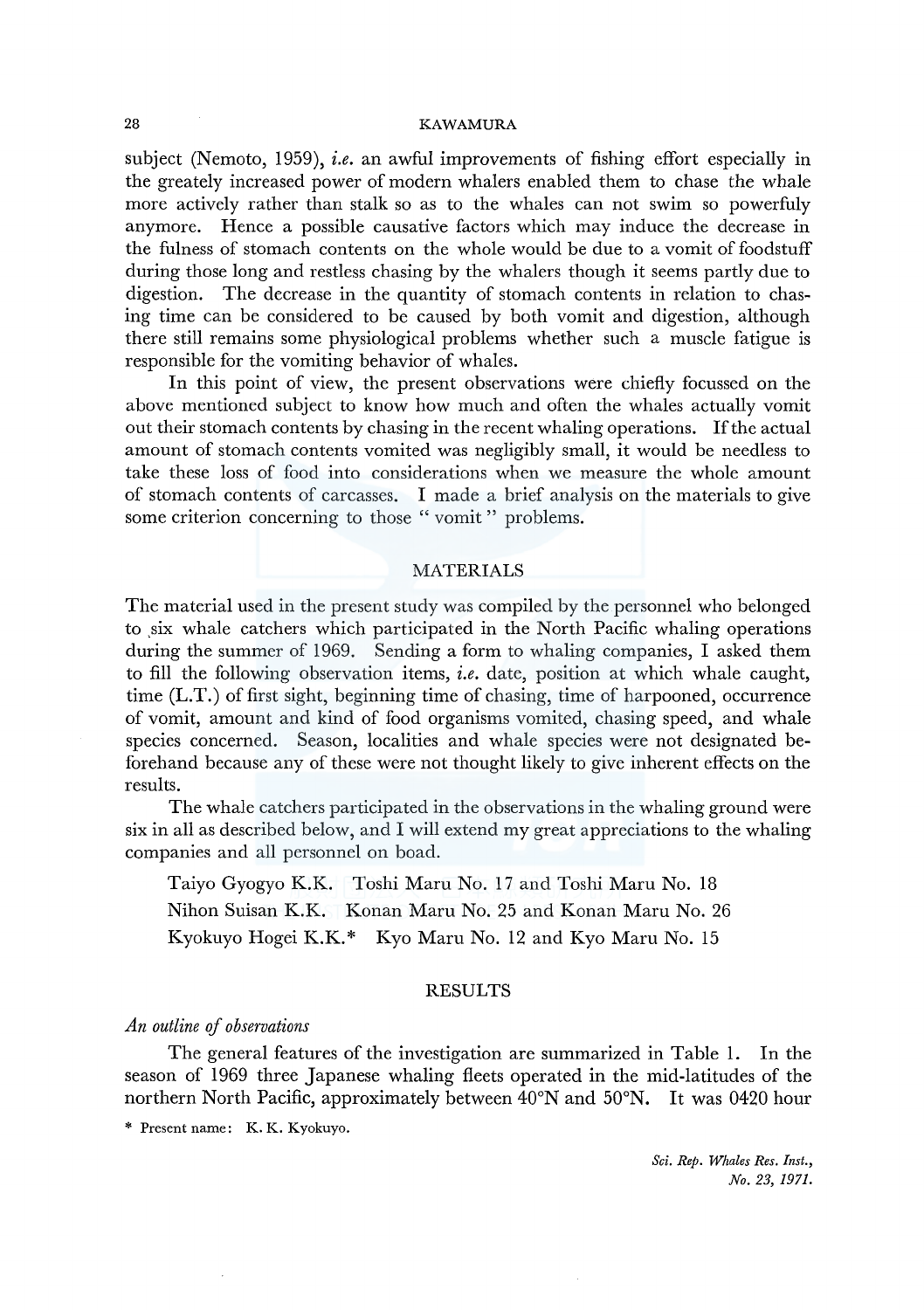subject (Nemoto, 1959), *i.e.* an awful improvements of fishing effort especially in the greately increased power of modern whalers enabled them to chase the whale more actively rather than stalk so as to the whales can not swim so powerfuly anymore. Hence a possible causative factors which may induce the decrease in the fulness of stomach contents on the whole would be due to a vomit of foodstuff during those long and restless chasing by the whalers though it seems partly due to digestion. The decrease in the quantity of stomach contents in relation to chasing time can be considered to be caused by both vomit and digestion, although there still remains some physiological problems whether such a muscle fatigue is responsible for the vomiting behavior of whales.

In this point of view, the present observations were chiefly focussed on the above mentioned subject to know how much and often the whales actually vomit out their stomach contents by chasing in the recent whaling operations. If the actual amount of stomach contents vomited was negligibly small, it would be needless to take these loss of food into considerations when we measure the whole amount of stomach contents of carcasses. I made a brief analysis on the materials to give some criterion concerning to those " vomit " problems.

## MATERIALS

The material used in the present study was compiled by the personnel who belonged to six whale catchers which participated in the North Pacific whaling operations during the summer of 1969. Sending a form to whaling companies, I asked them to fill the following observation items, *i.e.* date, position at which whale caught, time (L.T.) of first sight, beginning time of chasing, time of harpooned, occurrence of vomit, amount and kind of food organisms vomited, chasing speed, and whale species concerned. Season, localities and whale species were not designated beforehand because any of these were not thought likely to give inherent effects on the results.

The whale catchers participated in the observations in the whaling ground were six in all as described below, and I will extend my great appreciations to the whaling companies and all personnel on boad.

Taiyo Gyogyo K.K. Toshi Maru No. 17 and Toshi Maru No. 18

Nihon Suisan K.K. Konan Maru No. 25 and Konan Maru No. 26

Kyokuyo Hogei K.K.* Kyo Maru No. 12 and Kyo Maru No. 15

## RESULTS

### *An outline of observations*

The general features of the investigation are summarized in Table 1. In the season of 1969 three Japanese whaling fleets operated in the mid-latitudes of the northern North Pacific, approximately between 40°N and 50°N. It was 0420 hour

* Present name: K. K. Kyokuyo.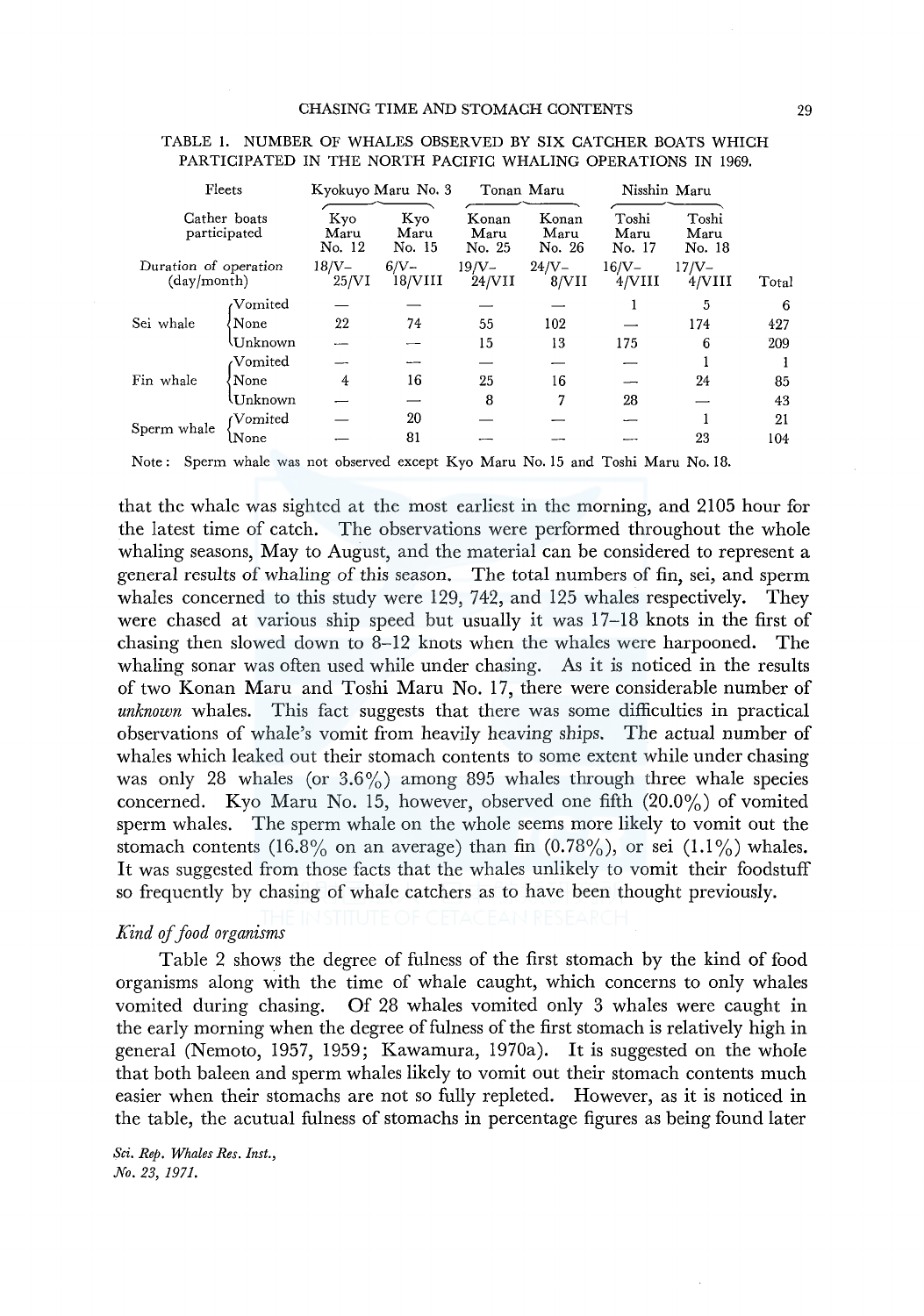TABLE 1. NUMBER OF WHALES OBSERVED BY SIX CATCHER BOATS WHICH PARTICIPATED IN THE NORTH PACIFIC WHALING OPERATIONS IN 1969.

| Fleets | | Kyokuyo Maru No. 3 | | Tonan Maru | | Nisshin Maru | | |
|---|---|---|---|---|---|---|---|---|
| Cather boats participated | | Kyo Maru No. 12 | Kyo Maru No. 15 | Konan Maru No. 25 | Konan Maru No. 26 | Toshi Maru No. 17 | Toshi Maru No. 18 | |
| Duration of operation (day/month) | | 18/V–25/VI | 6/V–18/VIII | 19/V–24/VII | 24/V–8/VII | 16/V–4/VIII | 17/V–4/VIII | Total |
| Sei whale | Vomited | — | — | — | — | 1 | 5 | 6 |
| | None | 22 | 74 | 55 | 102 | — | 174 | 427 |
| | Unknown | — | — | 15 | 13 | 175 | 6 | 209 |
| Fin whale | Vomited | — | — | — | — | — | 1 | 1 |
| | None | 4 | 16 | 25 | 16 | — | 24 | 85 |
| | Unknown | — | — | 8 | 7 | 28 | — | 43 |
| Sperm whale | Vomited | — | 20 | — | — | — | 1 | 21 |
| | None | — | 81 | — | — | — | 23 | 104 |

Note: Sperm whale was not observed except Kyo Maru No. 15 and Toshi Maru No. 18.

that the whale was sighted at the most earliest in the morning, and 2105 hour for the latest time of catch. The observations were performed throughout the whole whaling seasons, May to August, and the material can be considered to represent a general results of whaling of this season. The total numbers of fin, sei, and sperm whales concerned to this study were 129, 742, and 125 whales respectively. They were chased at various ship speed but usually it was 17–18 knots in the first of chasing then slowed down to 8–12 knots when the whales were harpooned. The whaling sonar was often used while under chasing. As it is noticed in the results of two Konan Maru and Toshi Maru No. 17, there were considerable number of *unknown* whales. This fact suggests that there was some difficulties in practical observations of whale's vomit from heavily heaving ships. The actual number of whales which leaked out their stomach contents to some extent while under chasing was only 28 whales (or 3.6%) among 895 whales through three whale species concerned. Kyo Maru No. 15, however, observed one fifth (20.0%) of vomited sperm whales. The sperm whale on the whole seems more likely to vomit out the stomach contents (16.8% on an average) than fin (0.78%), or sei (1.1%) whales. It was suggested from those facts that the whales unlikely to vomit their foodstuff so frequently by chasing of whale catchers as to have been thought previously.

*Kind of food organisms*

Table 2 shows the degree of fulness of the first stomach by the kind of food organisms along with the time of whale caught, which concerns to only whales vomited during chasing. Of 28 whales vomited only 3 whales were caught in the early morning when the degree of fulness of the first stomach is relatively high in general (Nemoto, 1957, 1959; Kawamura, 1970a). It is suggested on the whole that both baleen and sperm whales likely to vomit out their stomach contents much easier when their stomachs are not so fully repleted. However, as it is noticed in the table, the acutual fulness of stomachs in percentage figures as being found later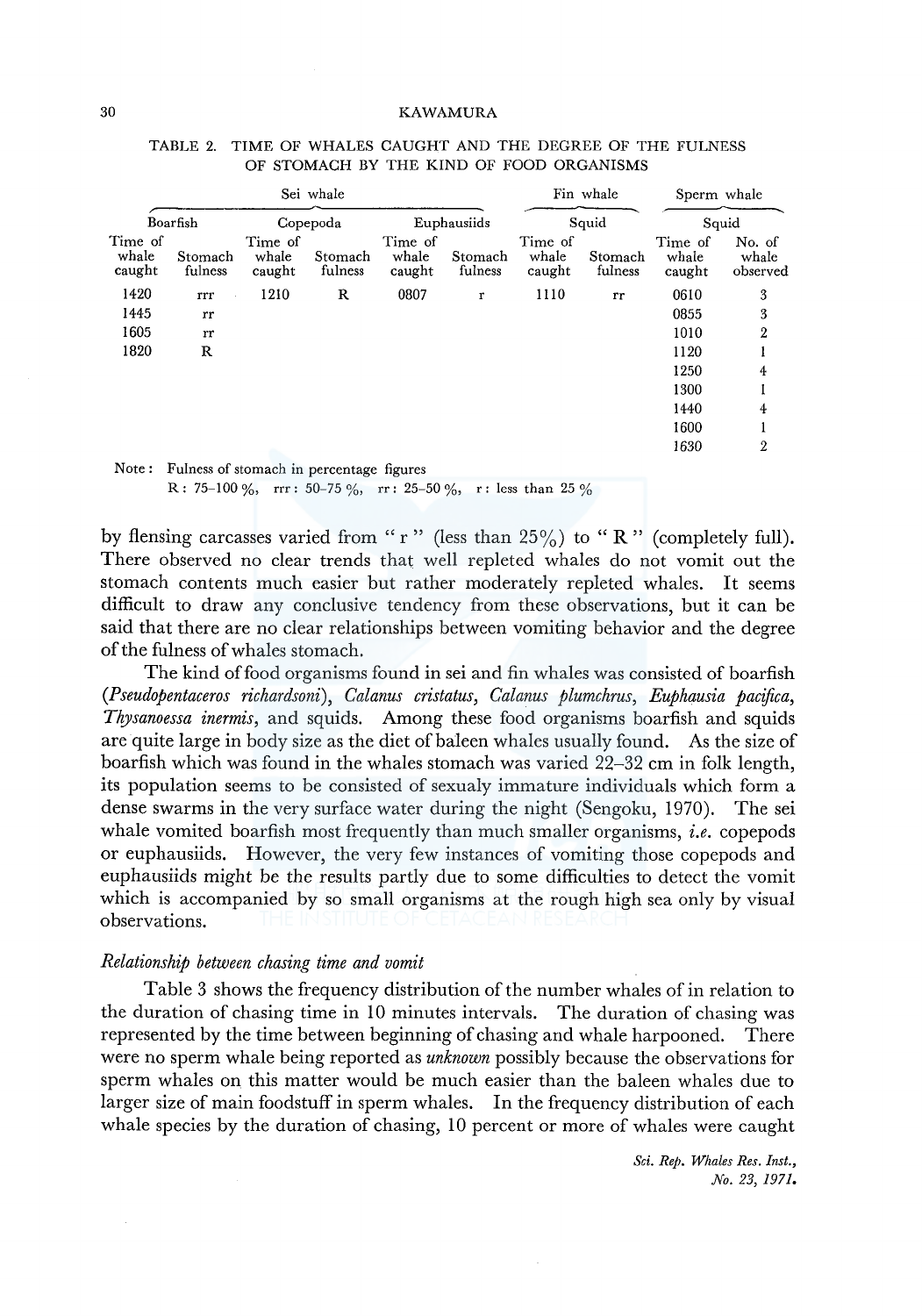TABLE 2. TIME OF WHALES CAUGHT AND THE DEGREE OF THE FULNESS OF STOMACH BY THE KIND OF FOOD ORGANISMS

| Sei whale | | | | | | Fin whale | | Sperm whale | |
|---|---|---|---|---|---|---|---|---|---|
| Boarfish | | Copepoda | | Euphausiids | | Squid | | Squid | |
| Time of whale caught | Stomach fulness | Time of whale caught | Stomach fulness | Time of whale caught | Stomach fulness | Time of whale caught | Stomach fulness | Time of whale caught | No. of whale observed |
| 1420 | rrr | 1210 | R | 0807 | r | 1110 | rr | 0610 | 3 |
| 1445 | rr | | | | | | | 0855 | 3 |
| 1605 | rr | | | | | | | 1010 | 2 |
| 1820 | R | | | | | | | 1120 | 1 |
| | | | | | | | | 1250 | 4 |
| | | | | | | | | 1300 | 1 |
| | | | | | | | | 1440 | 4 |
| | | | | | | | | 1600 | 1 |
| | | | | | | | | 1630 | 2 |

Note: Fulness of stomach in percentage figures
R: 75–100 %, rrr: 50–75 %, rr: 25–50 %, r: less than 25 %

by flensing carcasses varied from "r" (less than 25%) to "R" (completely full). There observed no clear trends that well repleted whales do not vomit out the stomach contents much easier but rather moderately repleted whales. It seems difficult to draw any conclusive tendency from these observations, but it can be said that there are no clear relationships between vomiting behavior and the degree of the fulness of whales stomach.

The kind of food organisms found in sei and fin whales was consisted of boarfish (*Pseudopentaceros richardsoni*), *Calanus cristatus*, *Calanus plumchrus*, *Euphausia pacifica*, *Thysanoessa inermis*, and squids. Among these food organisms boarfish and squids are quite large in body size as the diet of baleen whales usually found. As the size of boarfish which was found in the whales stomach was varied 22–32 cm in folk length, its population seems to be consisted of sexualy immature individuals which form a dense swarms in the very surface water during the night (Sengoku, 1970). The sei whale vomited boarfish most frequently than much smaller organisms, *i.e.* copepods or euphausiids. However, the very few instances of vomiting those copepods and euphausiids might be the results partly due to some difficulties to detect the vomit which is accompanied by so small organisms at the rough high sea only by visual observations.

### *Relationship between chasing time and vomit*

Table 3 shows the frequency distribution of the number whales of in relation to the duration of chasing time in 10 minutes intervals. The duration of chasing was represented by the time between beginning of chasing and whale harpooned. There were no sperm whale being reported as *unknown* possibly because the observations for sperm whales on this matter would be much easier than the baleen whales due to larger size of main foodstuff in sperm whales. In the frequency distribution of each whale species by the duration of chasing, 10 percent or more of whales were caught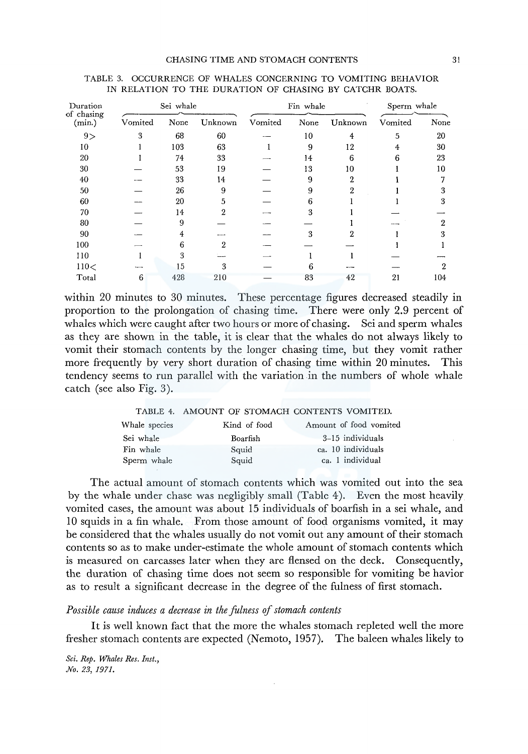TABLE 3. OCCURRENCE OF WHALES CONCERNING TO VOMITING BEHAVIOR IN RELATION TO THE DURATION OF CHASING BY CATCHR BOATS.

| Duration of chasing (min.) | Sei whale | | | Fin whale | | | Sperm whale | |
|---|---|---|---|---|---|---|---|---|
| | Vomited | None | Unknown | Vomited | None | Unknown | Vomited | None |
| 9> | 3 | 68 | 60 | — | 10 | 4 | 5 | 20 |
| 10 | 1 | 103 | 63 | 1 | 9 | 12 | 4 | 30 |
| 20 | 1 | 74 | 33 | — | 14 | 6 | 6 | 23 |
| 30 | — | 53 | 19 | — | 13 | 10 | 1 | 10 |
| 40 | — | 33 | 14 | — | 9 | 2 | 1 | 7 |
| 50 | — | 26 | 9 | — | 9 | 2 | 1 | 3 |
| 60 | — | 20 | 5 | — | 6 | 1 | 1 | 3 |
| 70 | — | 14 | 2 | — | 3 | 1 | — | — |
| 80 | — | 9 | — | — | — | 1 | — | 2 |
| 90 | — | 4 | — | — | 3 | 2 | 1 | 3 |
| 100 | — | 6 | 2 | — | — | — | 1 | 1 |
| 110 | 1 | 3 | — | — | 1 | 1 | — | — |
| 110< | — | 15 | 3 | — | 6 | — | — | 2 |
| Total | 6 | 428 | 210 | — | 83 | 42 | 21 | 104 |

within 20 minutes to 30 minutes. These percentage figures decreased steadily in proportion to the prolongation of chasing time. There were only 2.9 percent of whales which were caught after two hours or more of chasing. Sei and sperm whales as they are shown in the table, it is clear that the whales do not always likely to vomit their stomach contents by the longer chasing time, but they vomit rather more frequently by very short duration of chasing time within 20 minutes. This tendency seems to run parallel with the variation in the numbers of whole whale catch (see also Fig. 3).

TABLE 4. AMOUNT OF STOMACH CONTENTS VOMITED.

| Whale species | Kind of food | Amount of food vomited |
|---|---|---|
| Sei whale | Boarfish | 3–15 individuals |
| Fin whale | Squid | ca. 10 individuals |
| Sperm whale | Squid | ca. 1 individual |

The actual amount of stomach contents which was vomited out into the sea by the whale under chase was negligibly small (Table 4). Even the most heavily vomited cases, the amount was about 15 individuals of boarfish in a sei whale, and 10 squids in a fin whale. From those amount of food organisms vomited, it may be considered that the whales usually do not vomit out any amount of their stomach contents so as to make under-estimate the whole amount of stomach contents which is measured on carcasses later when they are flensed on the deck. Consequently, the duration of chasing time does not seem so responsible for vomiting be havior as to result a significant decrease in the degree of the fulness of first stomach.

*Possible cause induces a decrease in the fulness of stomach contents*

It is well known fact that the more the whales stomach repleted well the more fresher stomach contents are expected (Nemoto, 1957). The baleen whales likely to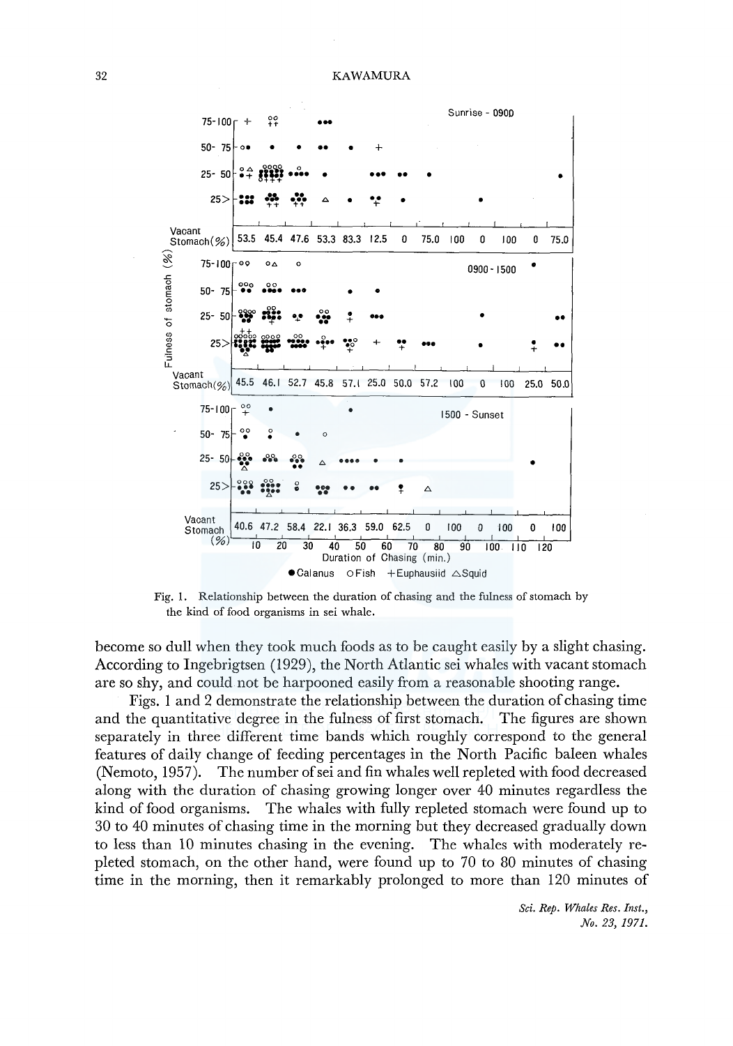Fig. 1. Relationship between the duration of chasing and the fulness of stomach by the kind of food organisms in sei whale.

become so dull when they took much foods as to be caught easily by a slight chasing. According to Ingebrigtsen (1929), the North Atlantic sei whales with vacant stomach are so shy, and could not be harpooned easily from a reasonable shooting range.

Figs. 1 and 2 demonstrate the relationship between the duration of chasing time and the quantitative degree in the fulness of first stomach. The figures are shown separately in three different time bands which roughly correspond to the general features of daily change of feeding percentages in the North Pacific baleen whales (Nemoto, 1957). The number of sei and fin whales well repleted with food decreased along with the duration of chasing growing longer over 40 minutes regardless the kind of food organisms. The whales with fully repleted stomach were found up to 30 to 40 minutes of chasing time in the morning but they decreased gradually down to less than 10 minutes chasing in the evening. The whales with moderately repleted stomach, on the other hand, were found up to 70 to 80 minutes of chasing time in the morning, then it remarkably prolonged to more than 120 minutes of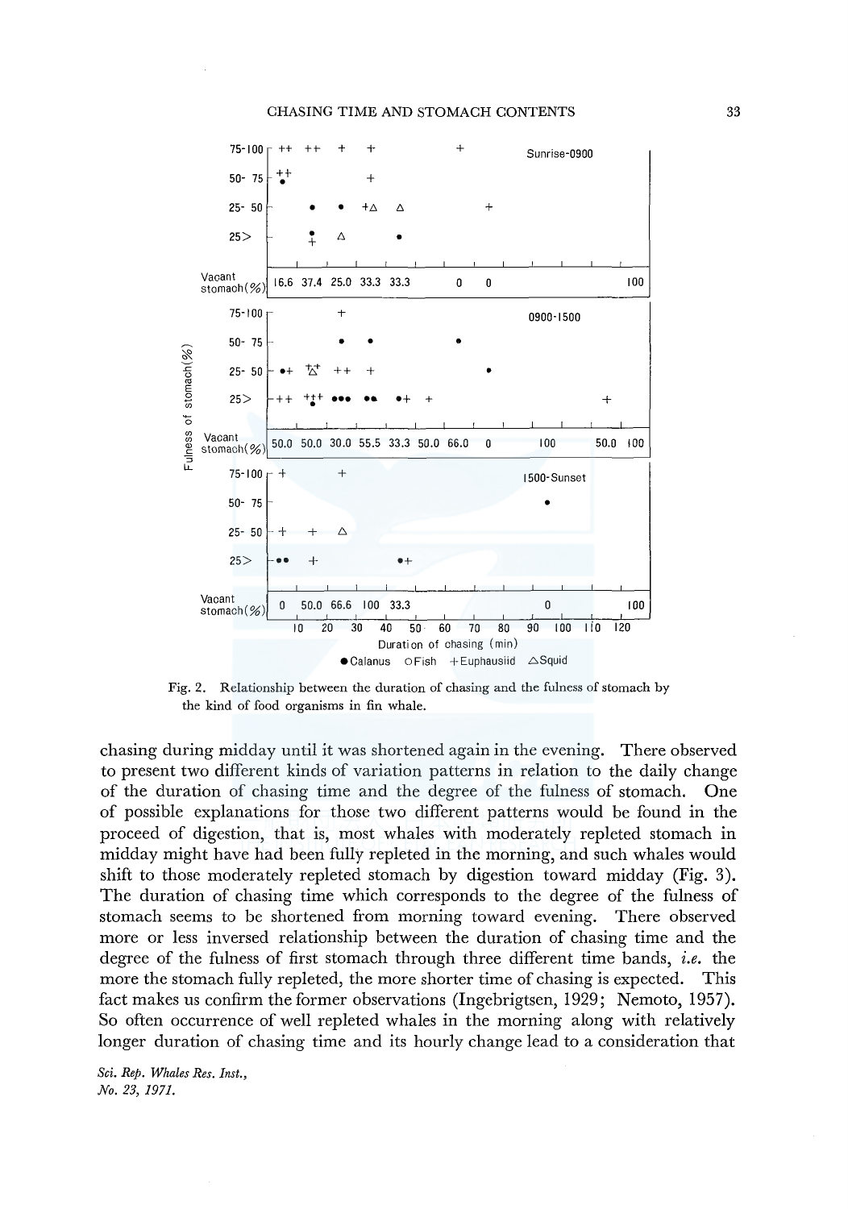Fig. 2. Relationship between the duration of chasing and the fulness of stomach by the kind of food organisms in fin whale.

chasing during midday until it was shortened again in the evening. There observed to present two different kinds of variation patterns in relation to the daily change of the duration of chasing time and the degree of the fulness of stomach. One of possible explanations for those two different patterns would be found in the proceed of digestion, that is, most whales with moderately repleted stomach in midday might have had been fully repleted in the morning, and such whales would shift to those moderately repleted stomach by digestion toward midday (Fig. 3). The duration of chasing time which corresponds to the degree of the fulness of stomach seems to be shortened from morning toward evening. There observed more or less inversed relationship between the duration of chasing time and the degree of the fulness of first stomach through three different time bands, *i.e.* the more the stomach fully repleted, the more shorter time of chasing is expected. This fact makes us confirm the former observations (Ingebrigtsen, 1929; Nemoto, 1957). So often occurrence of well repleted whales in the morning along with relatively longer duration of chasing time and its hourly change lead to a consideration that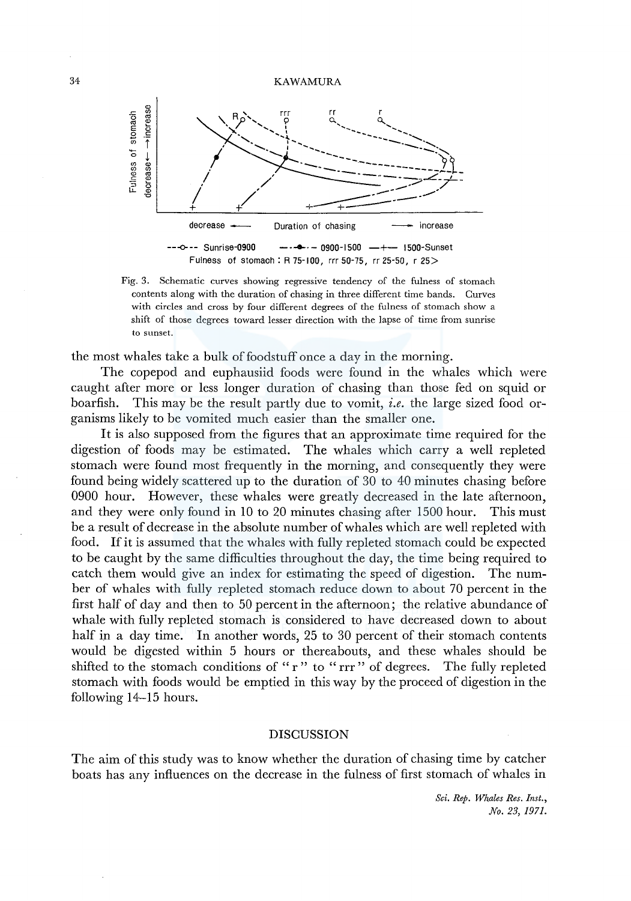Fig. 3. Schematic curves showing regressive tendency of the fulness of stomach contents along with the duration of chasing in three different time bands. Curves with circles and cross by four different degrees of the fulness of stomach show a shift of those degrees toward lesser direction with the lapse of time from sunrise to sunset.

the most whales take a bulk of foodstuff once a day in the morning.

The copepod and euphausiid foods were found in the whales which were caught after more or less longer duration of chasing than those fed on squid or boarfish. This may be the result partly due to vomit, *i.e.* the large sized food organisms likely to be vomited much easier than the smaller one.

It is also supposed from the figures that an approximate time required for the digestion of foods may be estimated. The whales which carry a well repleted stomach were found most frequently in the morning, and consequently they were found being widely scattered up to the duration of 30 to 40 minutes chasing before 0900 hour. However, these whales were greatly decreased in the late afternoon, and they were only found in 10 to 20 minutes chasing after 1500 hour. This must be a result of decrease in the absolute number of whales which are well repleted with food. If it is assumed that the whales with fully repleted stomach could be expected to be caught by the same difficulties throughout the day, the time being required to catch them would give an index for estimating the speed of digestion. The number of whales with fully repleted stomach reduce down to about 70 percent in the first half of day and then to 50 percent in the afternoon; the relative abundance of whale with fully repleted stomach is considered to have decreased down to about half in a day time. In another words, 25 to 30 percent of their stomach contents would be digested within 5 hours or thereabouts, and these whales should be shifted to the stomach conditions of "r" to "rrr" of degrees. The fully repleted stomach with foods would be emptied in this way by the proceed of digestion in the following 14–15 hours.

## DISCUSSION

The aim of this study was to know whether the duration of chasing time by catcher boats has any influences on the decrease in the fulness of first stomach of whales in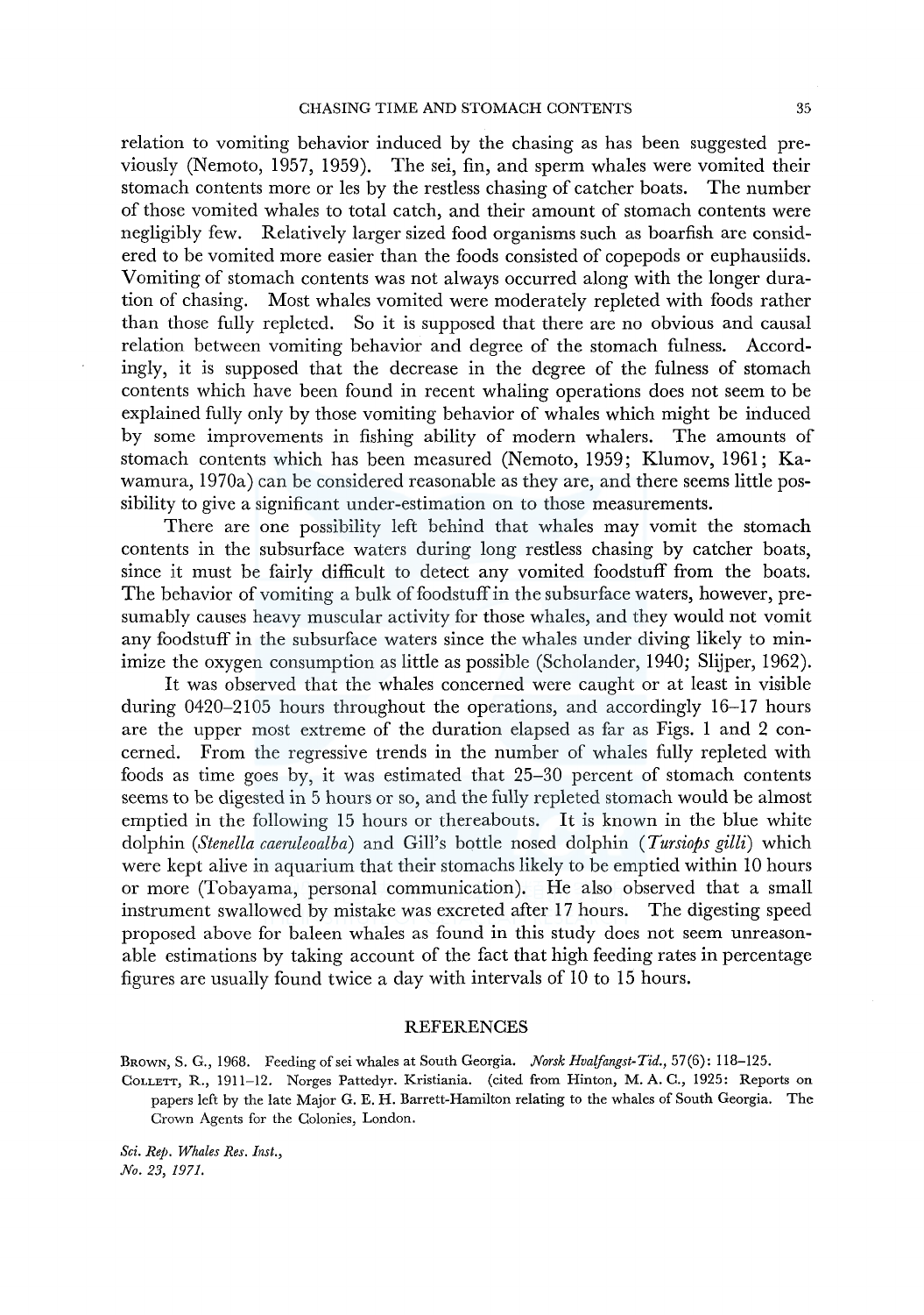relation to vomiting behavior induced by the chasing as has been suggested previously (Nemoto, 1957, 1959). The sei, fin, and sperm whales were vomited their stomach contents more or les by the restless chasing of catcher boats. The number of those vomited whales to total catch, and their amount of stomach contents were negligibly few. Relatively larger sized food organisms such as boarfish are considered to be vomited more easier than the foods consisted of copepods or euphausiids. Vomiting of stomach contents was not always occurred along with the longer duration of chasing. Most whales vomited were moderately repleted with foods rather than those fully repleted. So it is supposed that there are no obvious and causal relation between vomiting behavior and degree of the stomach fulness. Accordingly, it is supposed that the decrease in the degree of the fulness of stomach contents which have been found in recent whaling operations does not seem to be explained fully only by those vomiting behavior of whales which might be induced by some improvements in fishing ability of modern whalers. The amounts of stomach contents which has been measured (Nemoto, 1959; Klumov, 1961; Kawamura, 1970a) can be considered reasonable as they are, and there seems little possibility to give a significant under-estimation on to those measurements.

There are one possibility left behind that whales may vomit the stomach contents in the subsurface waters during long restless chasing by catcher boats, since it must be fairly difficult to detect any vomited foodstuff from the boats. The behavior of vomiting a bulk of foodstuff in the subsurface waters, however, presumably causes heavy muscular activity for those whales, and they would not vomit any foodstuff in the subsurface waters since the whales under diving likely to minimize the oxygen consumption as little as possible (Scholander, 1940; Slijper, 1962).

It was observed that the whales concerned were caught or at least in visible during 0420–2105 hours throughout the operations, and accordingly 16–17 hours are the upper most extreme of the duration elapsed as far as Figs. 1 and 2 concerned. From the regressive trends in the number of whales fully repleted with foods as time goes by, it was estimated that 25–30 percent of stomach contents seems to be digested in 5 hours or so, and the fully repleted stomach would be almost emptied in the following 15 hours or thereabouts. It is known in the blue white dolphin (*Stenella caeruleoalba*) and Gill's bottle nosed dolphin (*Tursiops gilli*) which were kept alive in aquarium that their stomachs likely to be emptied within 10 hours or more (Tobayama, personal communication). He also observed that a small instrument swallowed by mistake was excreted after 17 hours. The digesting speed proposed above for baleen whales as found in this study does not seem unreasonable estimations by taking account of the fact that high feeding rates in percentage figures are usually found twice a day with intervals of 10 to 15 hours.

## REFERENCES

Brown, S. G., 1968. Feeding of sei whales at South Georgia. *Norsk Hvalfangst-Tid.*, 57(6): 118–125.

Collett, R., 1911–12. Norges Pattedyr. Kristiania. (cited from Hinton, M. A. C., 1925: Reports on papers left by the late Major G. E. H. Barrett-Hamilton relating to the whales of South Georgia. The Crown Agents for the Colonies, London.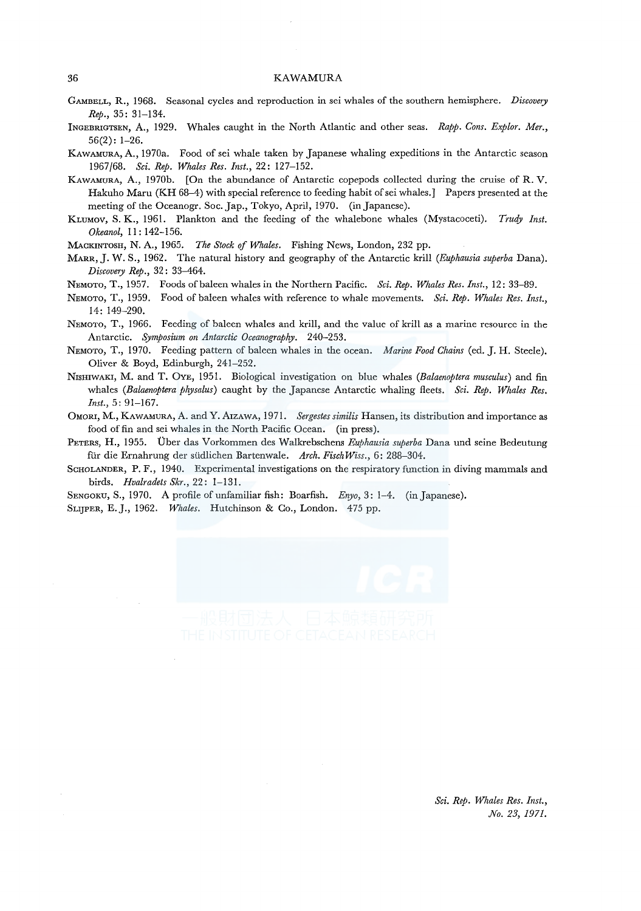GAMBELL, R., 1968. Seasonal cycles and reproduction in sei whales of the southern hemisphere. *Discovery Rep.*, 35: 31–134.

INGEBRIGTSEN, A., 1929. Whales caught in the North Atlantic and other seas. *Rapp. Cons. Explor. Mer.*, 56(2): 1–26.

KAWAMURA, A., 1970a. Food of sei whale taken by Japanese whaling expeditions in the Antarctic season 1967/68. *Sci. Rep. Whales Res. Inst.*, 22: 127–152.

KAWAMURA, A., 1970b. [On the abundance of Antarctic copepods collected during the cruise of R. V. Hakuho Maru (KH 68–4) with special reference to feeding habit of sei whales.] Papers presented at the meeting of the Oceanogr. Soc. Jap., Tokyo, April, 1970. (in Japanese).

KLUMOV, S. K., 1961. Plankton and the feeding of the whalebone whales (Mystacoceti). *Trudy Inst. Okeanol*, 11: 142–156.

MACKINTOSH, N. A., 1965. *The Stock of Whales*. Fishing News, London, 232 pp.

MARR, J. W. S., 1962. The natural history and geography of the Antarctic krill (*Euphausia superba* Dana). *Discovery Rep.*, 32: 33–464.

NEMOTO, T., 1957. Foods of baleen whales in the Northern Pacific. *Sci. Rep. Whales Res. Inst.*, 12: 33–89.

NEMOTO, T., 1959. Food of baleen whales with reference to whale movements. *Sci. Rep. Whales Res. Inst.*, 14: 149–290.

NEMOTO, T., 1966. Feeding of baleen whales and krill, and the value of krill as a marine resource in the Antarctic. *Symposium on Antarctic Oceanography*. 240–253.

NEMOTO, T., 1970. Feeding pattern of baleen whales in the ocean. *Marine Food Chains* (ed. J. H. Steele). Oliver & Boyd, Edinburgh, 241–252.

NISHIWAKI, M. and T. OYE, 1951. Biological investigation on blue whales (*Balaenoptera musculus*) and fin whales (*Balaenoptera physalus*) caught by the Japanese Antarctic whaling fleets. *Sci. Rep. Whales Res. Inst.*, 5: 91–167.

OMORI, M., KAWAMURA, A. and Y. AIZAWA, 1971. *Sergestes similis* Hansen, its distribution and importance as food of fin and sei whales in the North Pacific Ocean. (in press).

PETERS, H., 1955. Über das Vorkommen des Walkrebschens *Euphausia superba* Dana und seine Bedeutung für die Ernahrung der südlichen Bartenwale. *Arch. FischWiss.*, 6: 288–304.

SCHOLANDER, P. F., 1940. Experimental investigations on the respiratory function in diving mammals and birds. *Hvalradets Skr.*, 22: 1–131.

SENGOKU, S., 1970. A profile of unfamiliar fish: Boarfish. *Enyo*, 3: 1–4. (in Japanese).

SLIJPER, E. J., 1962. *Whales*. Hutchinson & Co., London. 475 pp.